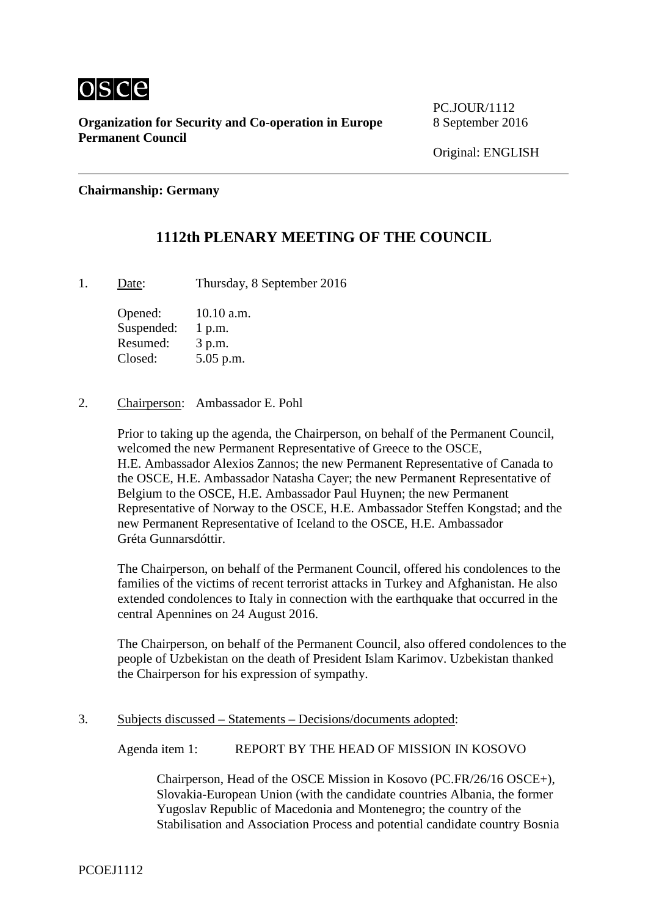osce

**Organization for Security and Co-operation in Europe**
**Permanent Council**

PC.JOUR/1112
8 September 2016

Original: ENGLISH

**Chairmanship: Germany**

# 1112th PLENARY MEETING OF THE COUNCIL

1. Date: Thursday, 8 September 2016

   Opened: 10.10 a.m.
   Suspended: 1 p.m.
   Resumed: 3 p.m.
   Closed: 5.05 p.m.

2. Chairperson: Ambassador E. Pohl

   Prior to taking up the agenda, the Chairperson, on behalf of the Permanent Council, welcomed the new Permanent Representative of Greece to the OSCE, H.E. Ambassador Alexios Zannos; the new Permanent Representative of Canada to the OSCE, H.E. Ambassador Natasha Cayer; the new Permanent Representative of Belgium to the OSCE, H.E. Ambassador Paul Huynen; the new Permanent Representative of Norway to the OSCE, H.E. Ambassador Steffen Kongstad; and the new Permanent Representative of Iceland to the OSCE, H.E. Ambassador Gréta Gunnarsdóttir.

   The Chairperson, on behalf of the Permanent Council, offered his condolences to the families of the victims of recent terrorist attacks in Turkey and Afghanistan. He also extended condolences to Italy in connection with the earthquake that occurred in the central Apennines on 24 August 2016.

   The Chairperson, on behalf of the Permanent Council, also offered condolences to the people of Uzbekistan on the death of President Islam Karimov. Uzbekistan thanked the Chairperson for his expression of sympathy.

3. Subjects discussed – Statements – Decisions/documents adopted:

   Agenda item 1: REPORT BY THE HEAD OF MISSION IN KOSOVO

   Chairperson, Head of the OSCE Mission in Kosovo (PC.FR/26/16 OSCE+), Slovakia-European Union (with the candidate countries Albania, the former Yugoslav Republic of Macedonia and Montenegro; the country of the Stabilisation and Association Process and potential candidate country Bosnia

PCOEJ1112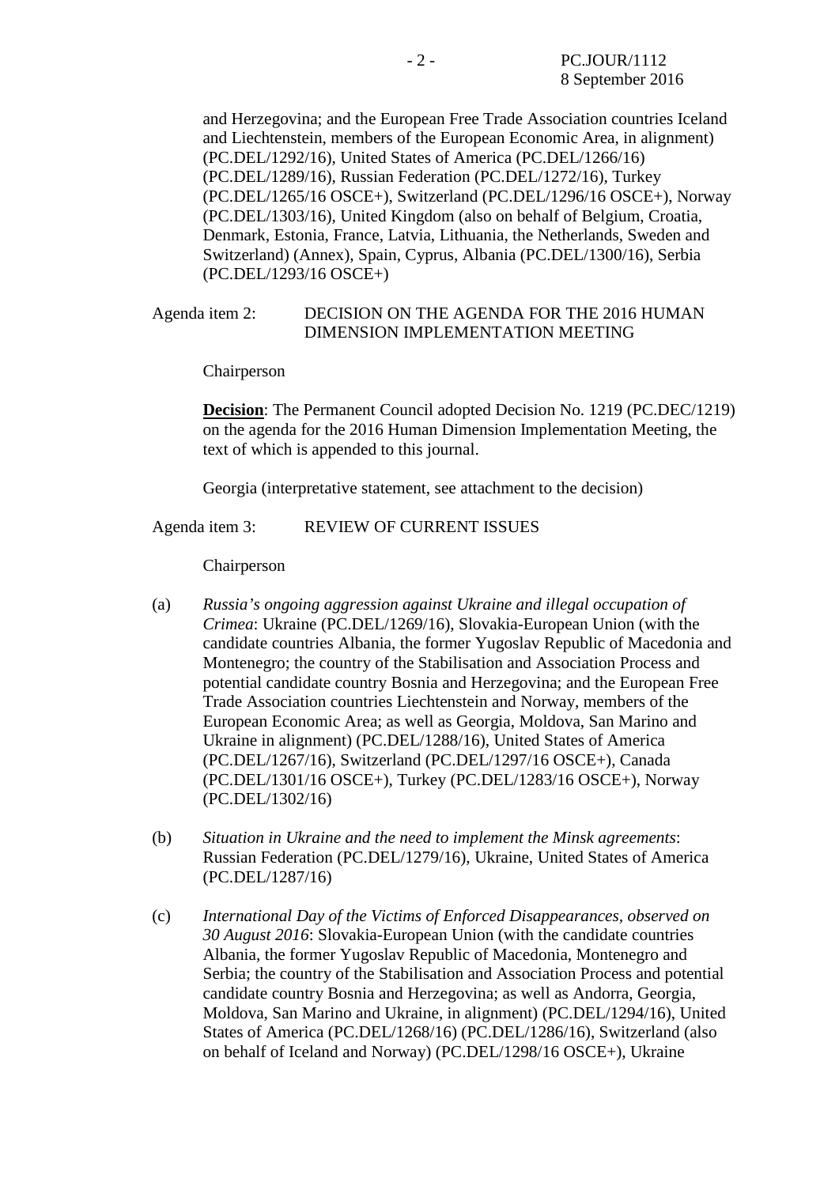and Herzegovina; and the European Free Trade Association countries Iceland and Liechtenstein, members of the European Economic Area, in alignment) (PC.DEL/1292/16), United States of America (PC.DEL/1266/16) (PC.DEL/1289/16), Russian Federation (PC.DEL/1272/16), Turkey (PC.DEL/1265/16 OSCE+), Switzerland (PC.DEL/1296/16 OSCE+), Norway (PC.DEL/1303/16), United Kingdom (also on behalf of Belgium, Croatia, Denmark, Estonia, France, Latvia, Lithuania, the Netherlands, Sweden and Switzerland) (Annex), Spain, Cyprus, Albania (PC.DEL/1300/16), Serbia (PC.DEL/1293/16 OSCE+)

Agenda item 2: DECISION ON THE AGENDA FOR THE 2016 HUMAN DIMENSION IMPLEMENTATION MEETING

Chairperson

**Decision**: The Permanent Council adopted Decision No. 1219 (PC.DEC/1219) on the agenda for the 2016 Human Dimension Implementation Meeting, the text of which is appended to this journal.

Georgia (interpretative statement, see attachment to the decision)

Agenda item 3: REVIEW OF CURRENT ISSUES

Chairperson

(a) *Russia's ongoing aggression against Ukraine and illegal occupation of Crimea*: Ukraine (PC.DEL/1269/16), Slovakia-European Union (with the candidate countries Albania, the former Yugoslav Republic of Macedonia and Montenegro; the country of the Stabilisation and Association Process and potential candidate country Bosnia and Herzegovina; and the European Free Trade Association countries Liechtenstein and Norway, members of the European Economic Area; as well as Georgia, Moldova, San Marino and Ukraine in alignment) (PC.DEL/1288/16), United States of America (PC.DEL/1267/16), Switzerland (PC.DEL/1297/16 OSCE+), Canada (PC.DEL/1301/16 OSCE+), Turkey (PC.DEL/1283/16 OSCE+), Norway (PC.DEL/1302/16)

(b) *Situation in Ukraine and the need to implement the Minsk agreements*: Russian Federation (PC.DEL/1279/16), Ukraine, United States of America (PC.DEL/1287/16)

(c) *International Day of the Victims of Enforced Disappearances, observed on 30 August 2016*: Slovakia-European Union (with the candidate countries Albania, the former Yugoslav Republic of Macedonia, Montenegro and Serbia; the country of the Stabilisation and Association Process and potential candidate country Bosnia and Herzegovina; as well as Andorra, Georgia, Moldova, San Marino and Ukraine, in alignment) (PC.DEL/1294/16), United States of America (PC.DEL/1268/16) (PC.DEL/1286/16), Switzerland (also on behalf of Iceland and Norway) (PC.DEL/1298/16 OSCE+), Ukraine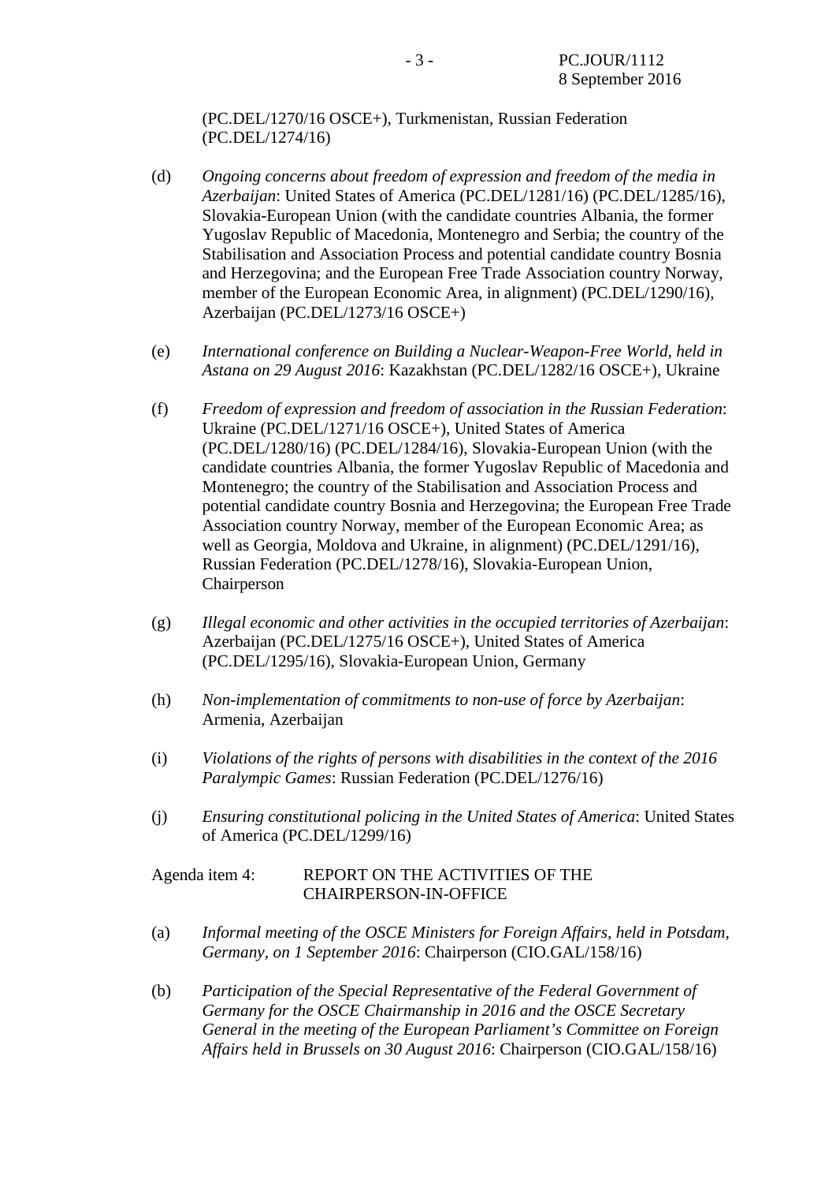(PC.DEL/1270/16 OSCE+), Turkmenistan, Russian Federation (PC.DEL/1274/16)

(d) *Ongoing concerns about freedom of expression and freedom of the media in Azerbaijan*: United States of America (PC.DEL/1281/16) (PC.DEL/1285/16), Slovakia-European Union (with the candidate countries Albania, the former Yugoslav Republic of Macedonia, Montenegro and Serbia; the country of the Stabilisation and Association Process and potential candidate country Bosnia and Herzegovina; and the European Free Trade Association country Norway, member of the European Economic Area, in alignment) (PC.DEL/1290/16), Azerbaijan (PC.DEL/1273/16 OSCE+)

(e) *International conference on Building a Nuclear-Weapon-Free World, held in Astana on 29 August 2016*: Kazakhstan (PC.DEL/1282/16 OSCE+), Ukraine

(f) *Freedom of expression and freedom of association in the Russian Federation*: Ukraine (PC.DEL/1271/16 OSCE+), United States of America (PC.DEL/1280/16) (PC.DEL/1284/16), Slovakia-European Union (with the candidate countries Albania, the former Yugoslav Republic of Macedonia and Montenegro; the country of the Stabilisation and Association Process and potential candidate country Bosnia and Herzegovina; the European Free Trade Association country Norway, member of the European Economic Area; as well as Georgia, Moldova and Ukraine, in alignment) (PC.DEL/1291/16), Russian Federation (PC.DEL/1278/16), Slovakia-European Union, Chairperson

(g) *Illegal economic and other activities in the occupied territories of Azerbaijan*: Azerbaijan (PC.DEL/1275/16 OSCE+), United States of America (PC.DEL/1295/16), Slovakia-European Union, Germany

(h) *Non-implementation of commitments to non-use of force by Azerbaijan*: Armenia, Azerbaijan

(i) *Violations of the rights of persons with disabilities in the context of the 2016 Paralympic Games*: Russian Federation (PC.DEL/1276/16)

(j) *Ensuring constitutional policing in the United States of America*: United States of America (PC.DEL/1299/16)

Agenda item 4: REPORT ON THE ACTIVITIES OF THE CHAIRPERSON-IN-OFFICE

(a) *Informal meeting of the OSCE Ministers for Foreign Affairs, held in Potsdam, Germany, on 1 September 2016*: Chairperson (CIO.GAL/158/16)

(b) *Participation of the Special Representative of the Federal Government of Germany for the OSCE Chairmanship in 2016 and the OSCE Secretary General in the meeting of the European Parliament's Committee on Foreign Affairs held in Brussels on 30 August 2016*: Chairperson (CIO.GAL/158/16)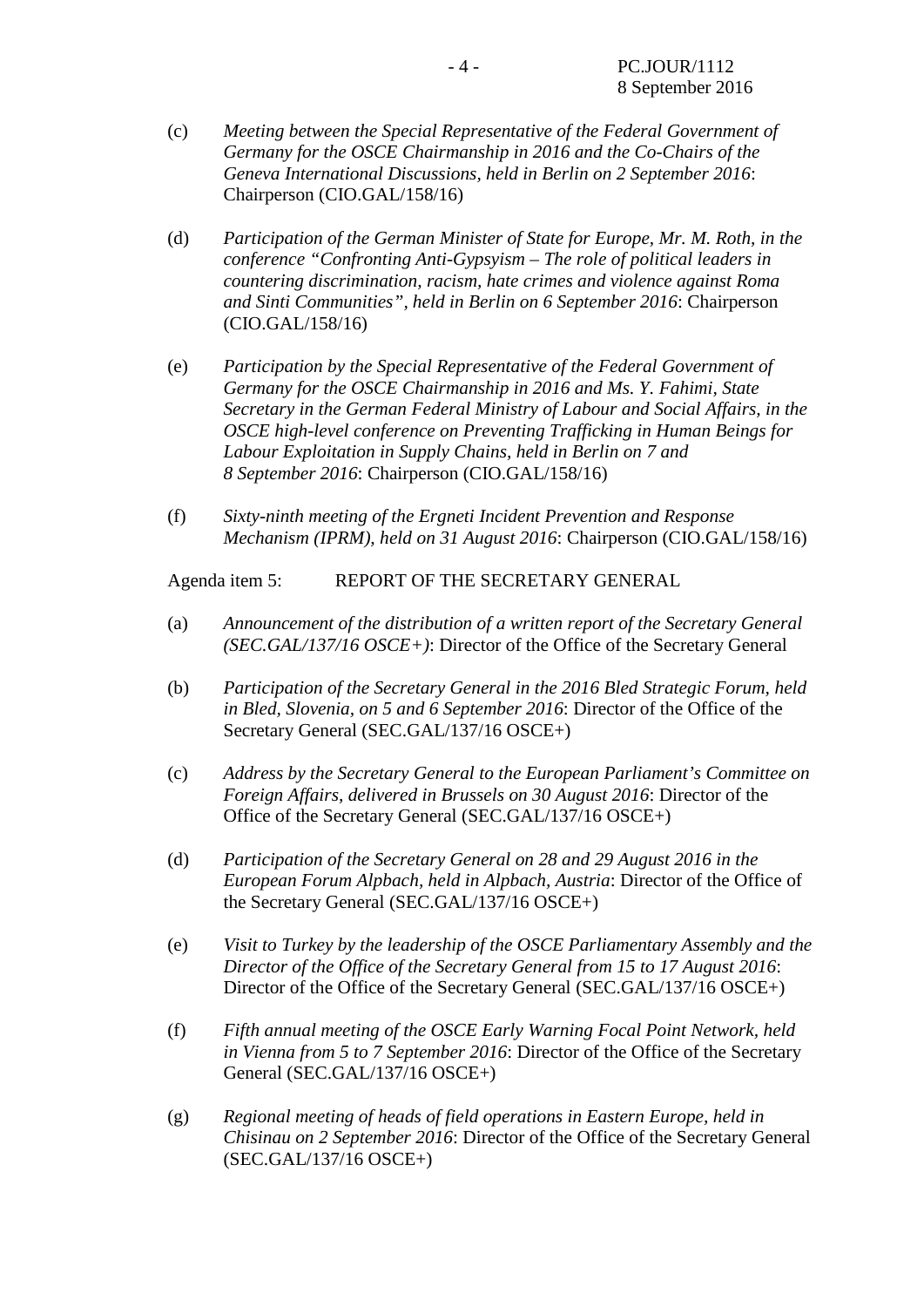(c) *Meeting between the Special Representative of the Federal Government of Germany for the OSCE Chairmanship in 2016 and the Co-Chairs of the Geneva International Discussions, held in Berlin on 2 September 2016*: Chairperson (CIO.GAL/158/16)

(d) *Participation of the German Minister of State for Europe, Mr. M. Roth, in the conference "Confronting Anti-Gypsyism – The role of political leaders in countering discrimination, racism, hate crimes and violence against Roma and Sinti Communities", held in Berlin on 6 September 2016*: Chairperson (CIO.GAL/158/16)

(e) *Participation by the Special Representative of the Federal Government of Germany for the OSCE Chairmanship in 2016 and Ms. Y. Fahimi, State Secretary in the German Federal Ministry of Labour and Social Affairs, in the OSCE high-level conference on Preventing Trafficking in Human Beings for Labour Exploitation in Supply Chains, held in Berlin on 7 and 8 September 2016*: Chairperson (CIO.GAL/158/16)

(f) *Sixty-ninth meeting of the Ergneti Incident Prevention and Response Mechanism (IPRM), held on 31 August 2016*: Chairperson (CIO.GAL/158/16)

Agenda item 5: REPORT OF THE SECRETARY GENERAL

(a) *Announcement of the distribution of a written report of the Secretary General (SEC.GAL/137/16 OSCE+)*: Director of the Office of the Secretary General

(b) *Participation of the Secretary General in the 2016 Bled Strategic Forum, held in Bled, Slovenia, on 5 and 6 September 2016*: Director of the Office of the Secretary General (SEC.GAL/137/16 OSCE+)

(c) *Address by the Secretary General to the European Parliament's Committee on Foreign Affairs, delivered in Brussels on 30 August 2016*: Director of the Office of the Secretary General (SEC.GAL/137/16 OSCE+)

(d) *Participation of the Secretary General on 28 and 29 August 2016 in the European Forum Alpbach, held in Alpbach, Austria*: Director of the Office of the Secretary General (SEC.GAL/137/16 OSCE+)

(e) *Visit to Turkey by the leadership of the OSCE Parliamentary Assembly and the Director of the Office of the Secretary General from 15 to 17 August 2016*: Director of the Office of the Secretary General (SEC.GAL/137/16 OSCE+)

(f) *Fifth annual meeting of the OSCE Early Warning Focal Point Network, held in Vienna from 5 to 7 September 2016*: Director of the Office of the Secretary General (SEC.GAL/137/16 OSCE+)

(g) *Regional meeting of heads of field operations in Eastern Europe, held in Chisinau on 2 September 2016*: Director of the Office of the Secretary General (SEC.GAL/137/16 OSCE+)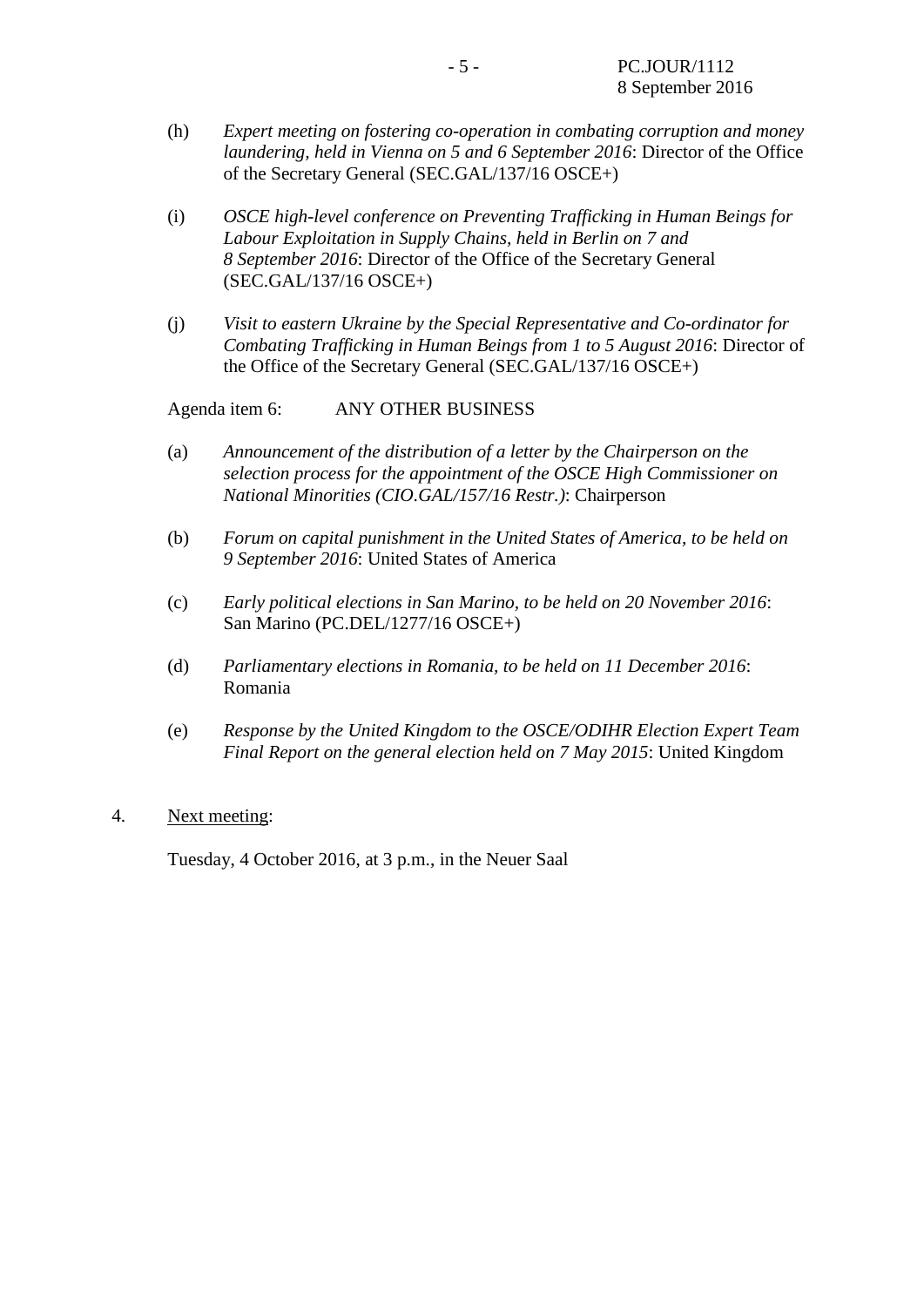(h) *Expert meeting on fostering co-operation in combating corruption and money laundering, held in Vienna on 5 and 6 September 2016*: Director of the Office of the Secretary General (SEC.GAL/137/16 OSCE+)

(i) *OSCE high-level conference on Preventing Trafficking in Human Beings for Labour Exploitation in Supply Chains, held in Berlin on 7 and 8 September 2016*: Director of the Office of the Secretary General (SEC.GAL/137/16 OSCE+)

(j) *Visit to eastern Ukraine by the Special Representative and Co-ordinator for Combating Trafficking in Human Beings from 1 to 5 August 2016*: Director of the Office of the Secretary General (SEC.GAL/137/16 OSCE+)

Agenda item 6: ANY OTHER BUSINESS

(a) *Announcement of the distribution of a letter by the Chairperson on the selection process for the appointment of the OSCE High Commissioner on National Minorities (CIO.GAL/157/16 Restr.)*: Chairperson

(b) *Forum on capital punishment in the United States of America, to be held on 9 September 2016*: United States of America

(c) *Early political elections in San Marino, to be held on 20 November 2016*: San Marino (PC.DEL/1277/16 OSCE+)

(d) *Parliamentary elections in Romania, to be held on 11 December 2016*: Romania

(e) *Response by the United Kingdom to the OSCE/ODIHR Election Expert Team Final Report on the general election held on 7 May 2015*: United Kingdom

4. Next meeting:

Tuesday, 4 October 2016, at 3 p.m., in the Neuer Saal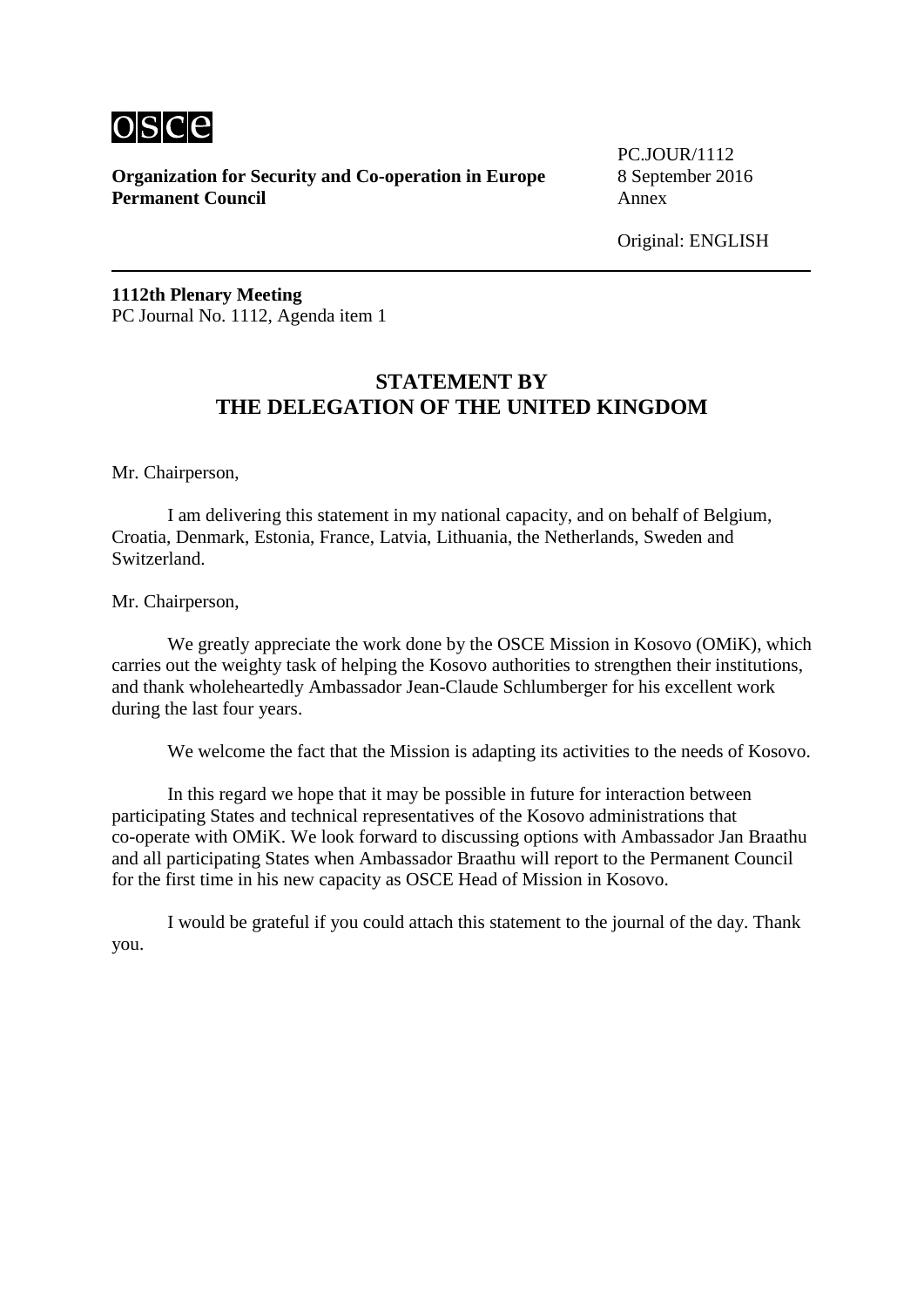**Organization for Security and Co-operation in Europe**
**Permanent Council**

PC.JOUR/1112
8 September 2016
Annex

Original: ENGLISH

**1112th Plenary Meeting**
PC Journal No. 1112, Agenda item 1

## STATEMENT BY THE DELEGATION OF THE UNITED KINGDOM

Mr. Chairperson,

I am delivering this statement in my national capacity, and on behalf of Belgium, Croatia, Denmark, Estonia, France, Latvia, Lithuania, the Netherlands, Sweden and Switzerland.

Mr. Chairperson,

We greatly appreciate the work done by the OSCE Mission in Kosovo (OMiK), which carries out the weighty task of helping the Kosovo authorities to strengthen their institutions, and thank wholeheartedly Ambassador Jean-Claude Schlumberger for his excellent work during the last four years.

We welcome the fact that the Mission is adapting its activities to the needs of Kosovo.

In this regard we hope that it may be possible in future for interaction between participating States and technical representatives of the Kosovo administrations that co-operate with OMiK. We look forward to discussing options with Ambassador Jan Braathu and all participating States when Ambassador Braathu will report to the Permanent Council for the first time in his new capacity as OSCE Head of Mission in Kosovo.

I would be grateful if you could attach this statement to the journal of the day. Thank you.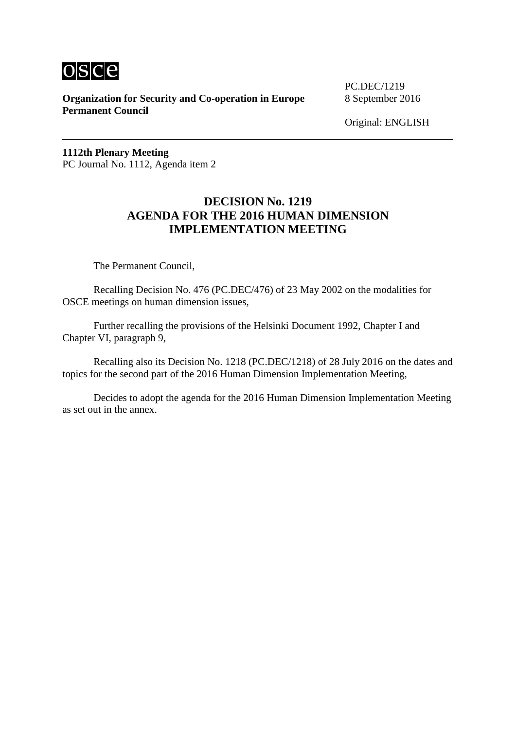osce

**Organization for Security and Co-operation in Europe**
**Permanent Council**

PC.DEC/1219
8 September 2016

Original: ENGLISH

---

**1112th Plenary Meeting**
PC Journal No. 1112, Agenda item 2

## DECISION No. 1219
## AGENDA FOR THE 2016 HUMAN DIMENSION IMPLEMENTATION MEETING

The Permanent Council,

Recalling Decision No. 476 (PC.DEC/476) of 23 May 2002 on the modalities for OSCE meetings on human dimension issues,

Further recalling the provisions of the Helsinki Document 1992, Chapter I and Chapter VI, paragraph 9,

Recalling also its Decision No. 1218 (PC.DEC/1218) of 28 July 2016 on the dates and topics for the second part of the 2016 Human Dimension Implementation Meeting,

Decides to adopt the agenda for the 2016 Human Dimension Implementation Meeting as set out in the annex.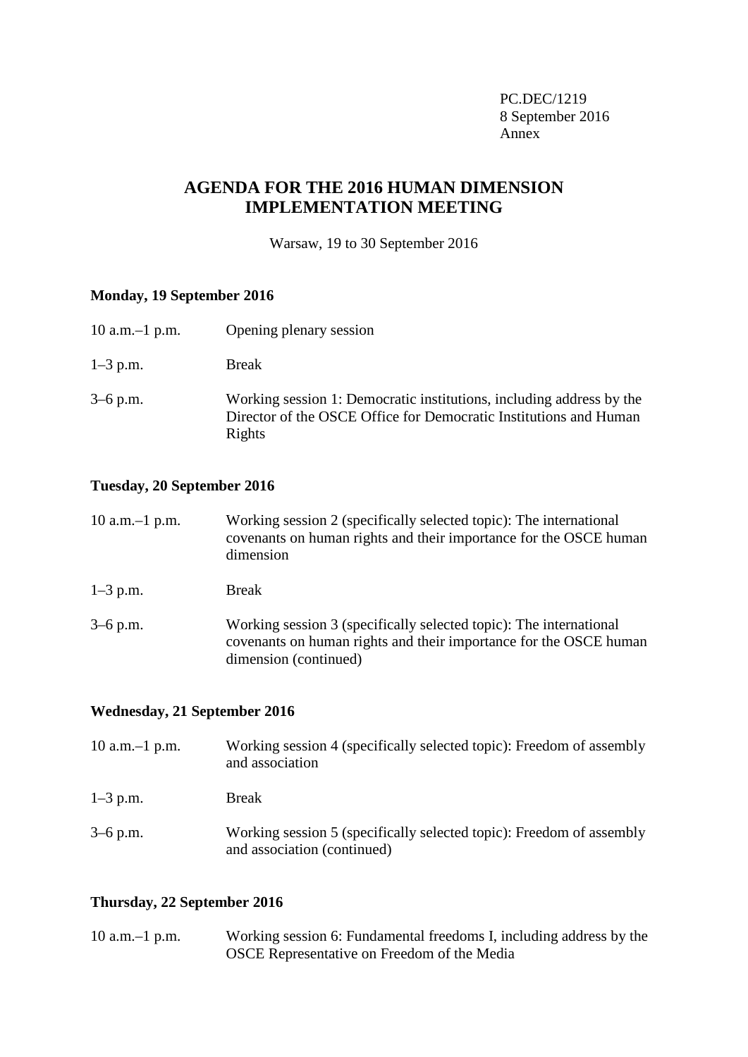PC.DEC/1219
8 September 2016
Annex

# AGENDA FOR THE 2016 HUMAN DIMENSION IMPLEMENTATION MEETING

Warsaw, 19 to 30 September 2016

**Monday, 19 September 2016**

| | |
|---|---|
| 10 a.m.–1 p.m. | Opening plenary session |
| 1–3 p.m. | Break |
| 3–6 p.m. | Working session 1: Democratic institutions, including address by the Director of the OSCE Office for Democratic Institutions and Human Rights |

**Tuesday, 20 September 2016**

| | |
|---|---|
| 10 a.m.–1 p.m. | Working session 2 (specifically selected topic): The international covenants on human rights and their importance for the OSCE human dimension |
| 1–3 p.m. | Break |
| 3–6 p.m. | Working session 3 (specifically selected topic): The international covenants on human rights and their importance for the OSCE human dimension (continued) |

**Wednesday, 21 September 2016**

| | |
|---|---|
| 10 a.m.–1 p.m. | Working session 4 (specifically selected topic): Freedom of assembly and association |
| 1–3 p.m. | Break |
| 3–6 p.m. | Working session 5 (specifically selected topic): Freedom of assembly and association (continued) |

**Thursday, 22 September 2016**

| | |
|---|---|
| 10 a.m.–1 p.m. | Working session 6: Fundamental freedoms I, including address by the OSCE Representative on Freedom of the Media |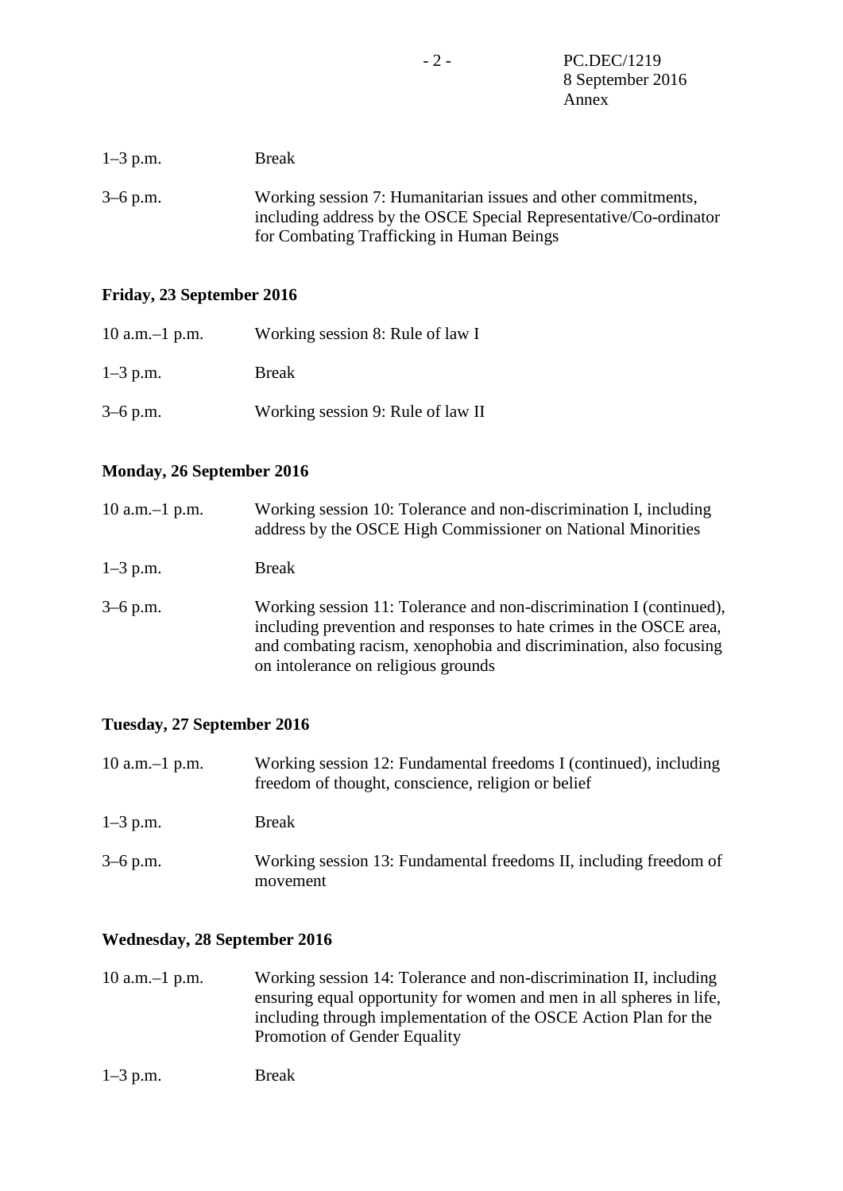| | |
|---|---|
| 1–3 p.m. | Break |
| 3–6 p.m. | Working session 7: Humanitarian issues and other commitments, including address by the OSCE Special Representative/Co-ordinator for Combating Trafficking in Human Beings |

**Friday, 23 September 2016**

| | |
|---|---|
| 10 a.m.–1 p.m. | Working session 8: Rule of law I |
| 1–3 p.m. | Break |
| 3–6 p.m. | Working session 9: Rule of law II |

**Monday, 26 September 2016**

| | |
|---|---|
| 10 a.m.–1 p.m. | Working session 10: Tolerance and non-discrimination I, including address by the OSCE High Commissioner on National Minorities |
| 1–3 p.m. | Break |
| 3–6 p.m. | Working session 11: Tolerance and non-discrimination I (continued), including prevention and responses to hate crimes in the OSCE area, and combating racism, xenophobia and discrimination, also focusing on intolerance on religious grounds |

**Tuesday, 27 September 2016**

| | |
|---|---|
| 10 a.m.–1 p.m. | Working session 12: Fundamental freedoms I (continued), including freedom of thought, conscience, religion or belief |
| 1–3 p.m. | Break |
| 3–6 p.m. | Working session 13: Fundamental freedoms II, including freedom of movement |

**Wednesday, 28 September 2016**

| | |
|---|---|
| 10 a.m.–1 p.m. | Working session 14: Tolerance and non-discrimination II, including ensuring equal opportunity for women and men in all spheres in life, including through implementation of the OSCE Action Plan for the Promotion of Gender Equality |
| 1–3 p.m. | Break |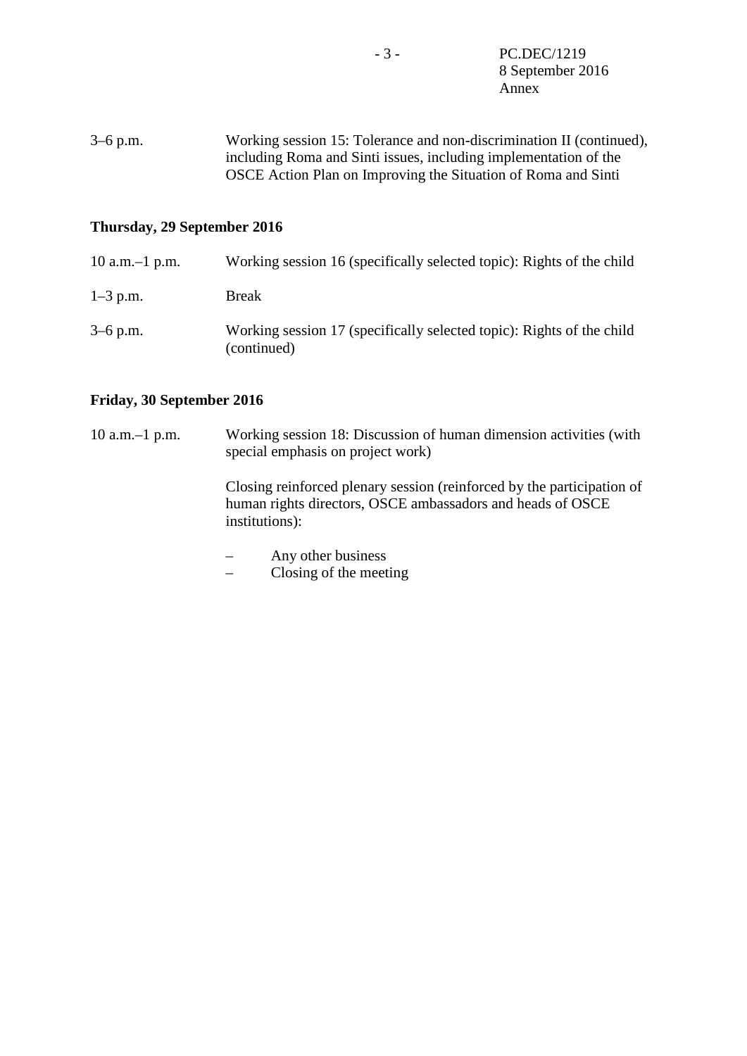3–6 p.m. Working session 15: Tolerance and non-discrimination II (continued), including Roma and Sinti issues, including implementation of the OSCE Action Plan on Improving the Situation of Roma and Sinti

**Thursday, 29 September 2016**

10 a.m.–1 p.m. Working session 16 (specifically selected topic): Rights of the child

1–3 p.m. Break

3–6 p.m. Working session 17 (specifically selected topic): Rights of the child (continued)

**Friday, 30 September 2016**

10 a.m.–1 p.m. Working session 18: Discussion of human dimension activities (with special emphasis on project work)

Closing reinforced plenary session (reinforced by the participation of human rights directors, OSCE ambassadors and heads of OSCE institutions):

- Any other business
- Closing of the meeting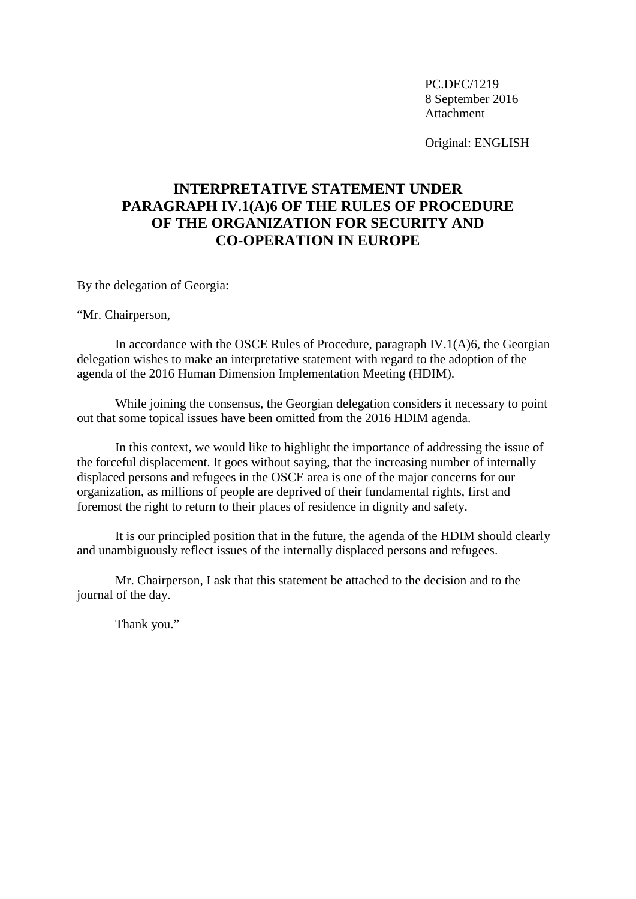PC.DEC/1219
8 September 2016
Attachment

Original: ENGLISH

# INTERPRETATIVE STATEMENT UNDER PARAGRAPH IV.1(A)6 OF THE RULES OF PROCEDURE OF THE ORGANIZATION FOR SECURITY AND CO-OPERATION IN EUROPE

By the delegation of Georgia:

"Mr. Chairperson,

In accordance with the OSCE Rules of Procedure, paragraph IV.1(A)6, the Georgian delegation wishes to make an interpretative statement with regard to the adoption of the agenda of the 2016 Human Dimension Implementation Meeting (HDIM).

While joining the consensus, the Georgian delegation considers it necessary to point out that some topical issues have been omitted from the 2016 HDIM agenda.

In this context, we would like to highlight the importance of addressing the issue of the forceful displacement. It goes without saying, that the increasing number of internally displaced persons and refugees in the OSCE area is one of the major concerns for our organization, as millions of people are deprived of their fundamental rights, first and foremost the right to return to their places of residence in dignity and safety.

It is our principled position that in the future, the agenda of the HDIM should clearly and unambiguously reflect issues of the internally displaced persons and refugees.

Mr. Chairperson, I ask that this statement be attached to the decision and to the journal of the day.

Thank you."